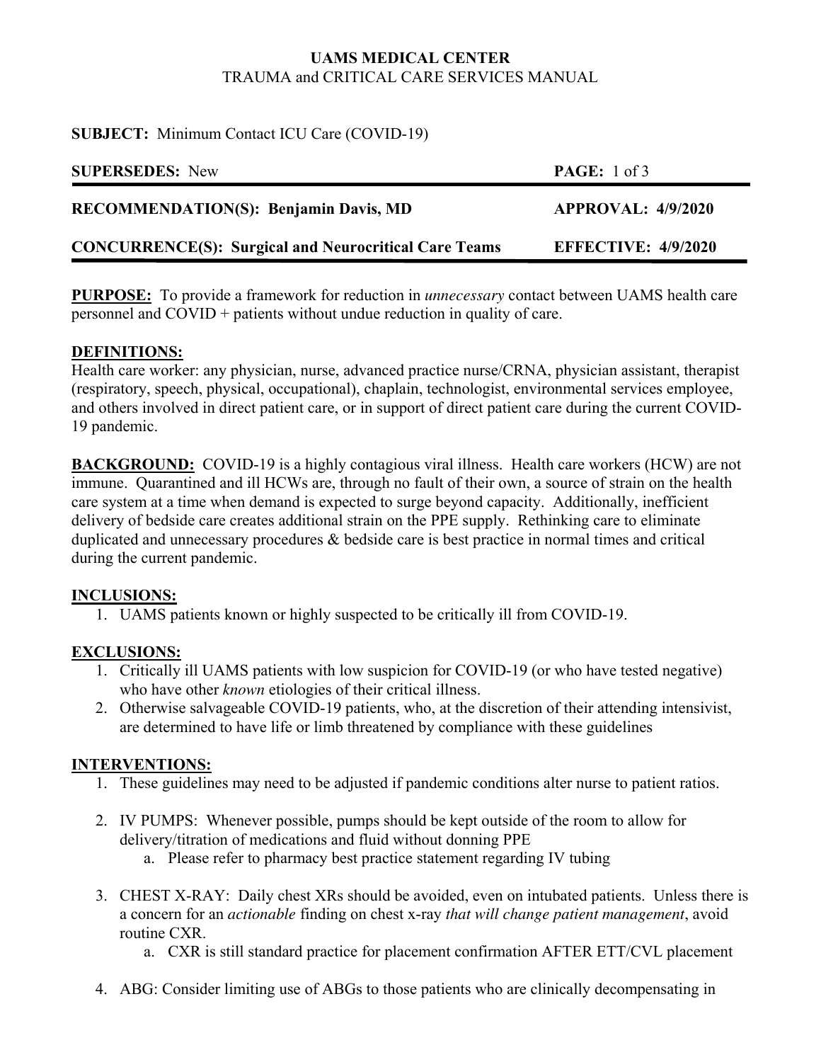**UAMS MEDICAL CENTER**
TRAUMA and CRITICAL CARE SERVICES MANUAL

**SUBJECT:** Minimum Contact ICU Care (COVID-19)

**SUPERSEDES:** New

**RECOMMENDATION(S): Benjamin Davis, MD** **APPROVAL: 4/9/2020**

**CONCURRENCE(S): Surgical and Neurocritical Care Teams** **EFFECTIVE: 4/9/2020**

**PURPOSE:** To provide a framework for reduction in *unnecessary* contact between UAMS health care personnel and COVID + patients without undue reduction in quality of care.

**DEFINITIONS:**
Health care worker: any physician, nurse, advanced practice nurse/CRNA, physician assistant, therapist (respiratory, speech, physical, occupational), chaplain, technologist, environmental services employee, and others involved in direct patient care, or in support of direct patient care during the current COVID-19 pandemic.

**BACKGROUND:** COVID-19 is a highly contagious viral illness. Health care workers (HCW) are not immune. Quarantined and ill HCWs are, through no fault of their own, a source of strain on the health care system at a time when demand is expected to surge beyond capacity. Additionally, inefficient delivery of bedside care creates additional strain on the PPE supply. Rethinking care to eliminate duplicated and unnecessary procedures & bedside care is best practice in normal times and critical during the current pandemic.

**INCLUSIONS:**
1. UAMS patients known or highly suspected to be critically ill from COVID-19.

**EXCLUSIONS:**
1. Critically ill UAMS patients with low suspicion for COVID-19 (or who have tested negative) who have other *known* etiologies of their critical illness.
2. Otherwise salvageable COVID-19 patients, who, at the discretion of their attending intensivist, are determined to have life or limb threatened by compliance with these guidelines

**INTERVENTIONS:**
1. These guidelines may need to be adjusted if pandemic conditions alter nurse to patient ratios.

2. IV PUMPS: Whenever possible, pumps should be kept outside of the room to allow for delivery/titration of medications and fluid without donning PPE
   a. Please refer to pharmacy best practice statement regarding IV tubing

3. CHEST X-RAY: Daily chest XRs should be avoided, even on intubated patients. Unless there is a concern for an *actionable* finding on chest x-ray *that will change patient management*, avoid routine CXR.
   a. CXR is still standard practice for placement confirmation AFTER ETT/CVL placement

4. ABG: Consider limiting use of ABGs to those patients who are clinically decompensating in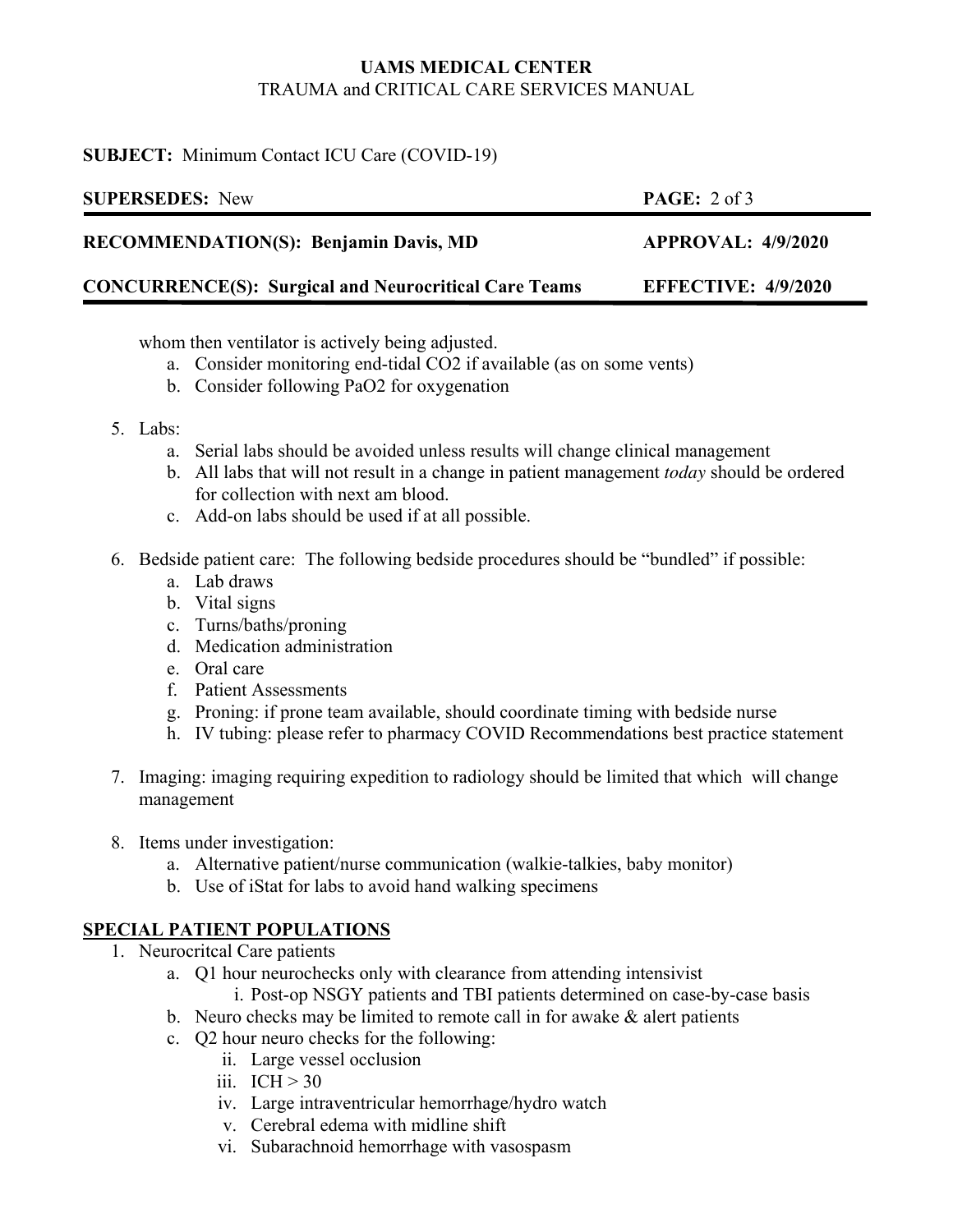whom then ventilator is actively being adjusted.

a. Consider monitoring end-tidal CO2 if available (as on some vents)
b. Consider following PaO2 for oxygenation

5. Labs:
   a. Serial labs should be avoided unless results will change clinical management
   b. All labs that will not result in a change in patient management *today* should be ordered for collection with next am blood.
   c. Add-on labs should be used if at all possible.

6. Bedside patient care: The following bedside procedures should be "bundled" if possible:
   a. Lab draws
   b. Vital signs
   c. Turns/baths/proning
   d. Medication administration
   e. Oral care
   f. Patient Assessments
   g. Proning: if prone team available, should coordinate timing with bedside nurse
   h. IV tubing: please refer to pharmacy COVID Recommendations best practice statement

7. Imaging: imaging requiring expedition to radiology should be limited that which will change management

8. Items under investigation:
   a. Alternative patient/nurse communication (walkie-talkies, baby monitor)
   b. Use of iStat for labs to avoid hand walking specimens

## SPECIAL PATIENT POPULATIONS

1. Neurocritcal Care patients
   a. Q1 hour neurochecks only with clearance from attending intensivist
      i. Post-op NSGY patients and TBI patients determined on case-by-case basis
   b. Neuro checks may be limited to remote call in for awake & alert patients
   c. Q2 hour neuro checks for the following:
      ii. Large vessel occlusion
      iii. ICH > 30
      iv. Large intraventricular hemorrhage/hydro watch
      v. Cerebral edema with midline shift
      vi. Subarachnoid hemorrhage with vasospasm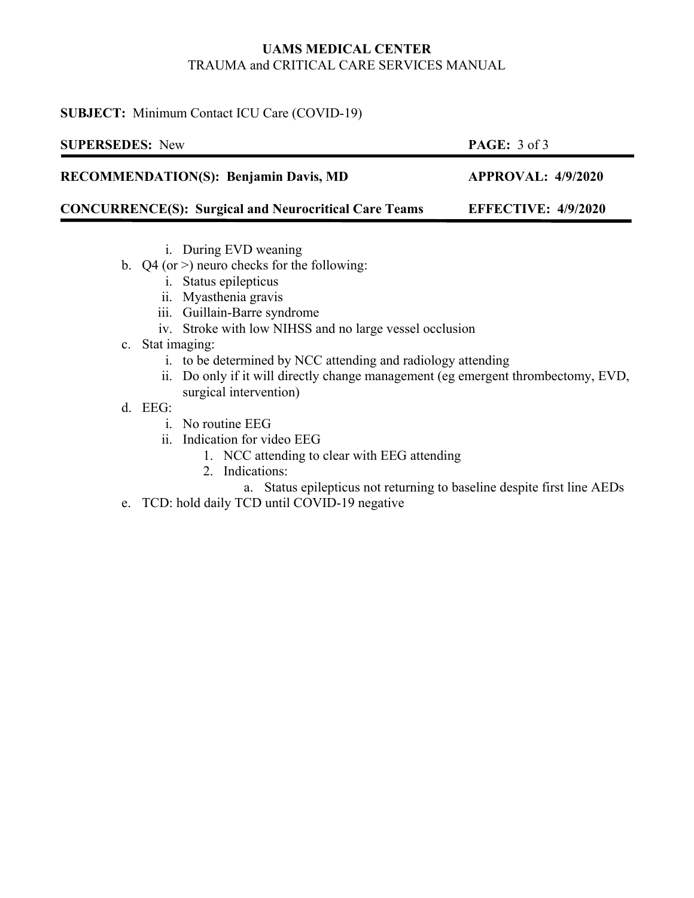- i. During EVD weaning
- b. Q4 (or >) neuro checks for the following:
  - i. Status epilepticus
  - ii. Myasthenia gravis
  - iii. Guillain-Barre syndrome
  - iv. Stroke with low NIHSS and no large vessel occlusion
- c. Stat imaging:
  - i. to be determined by NCC attending and radiology attending
  - ii. Do only if it will directly change management (eg emergent thrombectomy, EVD, surgical intervention)
- d. EEG:
  - i. No routine EEG
  - ii. Indication for video EEG
    1. NCC attending to clear with EEG attending
    2. Indications:
       - a. Status epilepticus not returning to baseline despite first line AEDs
- e. TCD: hold daily TCD until COVID-19 negative